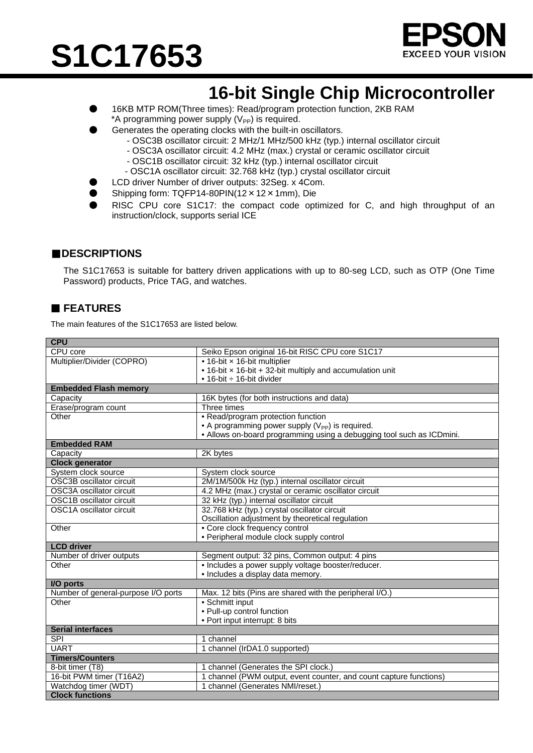# S1C17653

## 16-bit Single Chip Microcontroller

- 16KB MTP ROM(Three times): Read/program protection function, 2KB RAM
  *A programming power supply ($V_{PP}$) is required.
- Generates the operating clocks with the built-in oscillators.
  - OSC3B oscillator circuit: 2 MHz/1 MHz/500 kHz (typ.) internal oscillator circuit
  - OSC3A oscillator circuit: 4.2 MHz (max.) crystal or ceramic oscillator circuit
  - OSC1B oscillator circuit: 32 kHz (typ.) internal oscillator circuit
  - OSC1A oscillator circuit: 32.768 kHz (typ.) crystal oscillator circuit
- LCD driver Number of driver outputs: 32Seg. x 4Com.
- Shipping form: TQFP14-80PIN(12 × 12 × 1mm), Die
- RISC CPU core S1C17: the compact code optimized for C, and high throughput of an instruction/clock, supports serial ICE

## ■DESCRIPTIONS

The S1C17653 is suitable for battery driven applications with up to 80-seg LCD, such as OTP (One Time Password) products, Price TAG, and watches.

## ■ FEATURES

The main features of the S1C17653 are listed below.

| **CPU** | |
|---|---|
| CPU core | Seiko Epson original 16-bit RISC CPU core S1C17 |
| Multiplier/Divider (COPRO) | • 16-bit × 16-bit multiplier<br>• 16-bit × 16-bit + 32-bit multiply and accumulation unit<br>• 16-bit ÷ 16-bit divider |
| **Embedded Flash memory** | |
| Capacity | 16K bytes (for both instructions and data) |
| Erase/program count | Three times |
| Other | • Read/program protection function<br>• A programming power supply ($V_{PP}$) is required.<br>• Allows on-board programming using a debugging tool such as ICDmini. |
| **Embedded RAM** | |
| Capacity | 2K bytes |
| **Clock generator** | |
| System clock source | System clock source |
| OSC3B oscillator circuit | 2M/1M/500k Hz (typ.) internal oscillator circuit |
| OSC3A oscillator circuit | 4.2 MHz (max.) crystal or ceramic oscillator circuit |
| OSC1B oscillator circuit | 32 kHz (typ.) internal oscillator circuit |
| OSC1A oscillator circuit | 32.768 kHz (typ.) crystal oscillator circuit<br>Oscillation adjustment by theoretical regulation |
| Other | • Core clock frequency control<br>• Peripheral module clock supply control |
| **LCD driver** | |
| Number of driver outputs | Segment output: 32 pins, Common output: 4 pins |
| Other | • Includes a power supply voltage booster/reducer.<br>• Includes a display data memory. |
| **I/O ports** | |
| Number of general-purpose I/O ports | Max. 12 bits (Pins are shared with the peripheral I/O.) |
| Other | • Schmitt input<br>• Pull-up control function<br>• Port input interrupt: 8 bits |
| **Serial interfaces** | |
| SPI | 1 channel |
| UART | 1 channel (IrDA1.0 supported) |
| **Timers/Counters** | |
| 8-bit timer (T8) | 1 channel (Generates the SPI clock.) |
| 16-bit PWM timer (T16A2) | 1 channel (PWM output, event counter, and count capture functions) |
| Watchdog timer (WDT) | 1 channel (Generates NMI/reset.) |
| **Clock functions** | |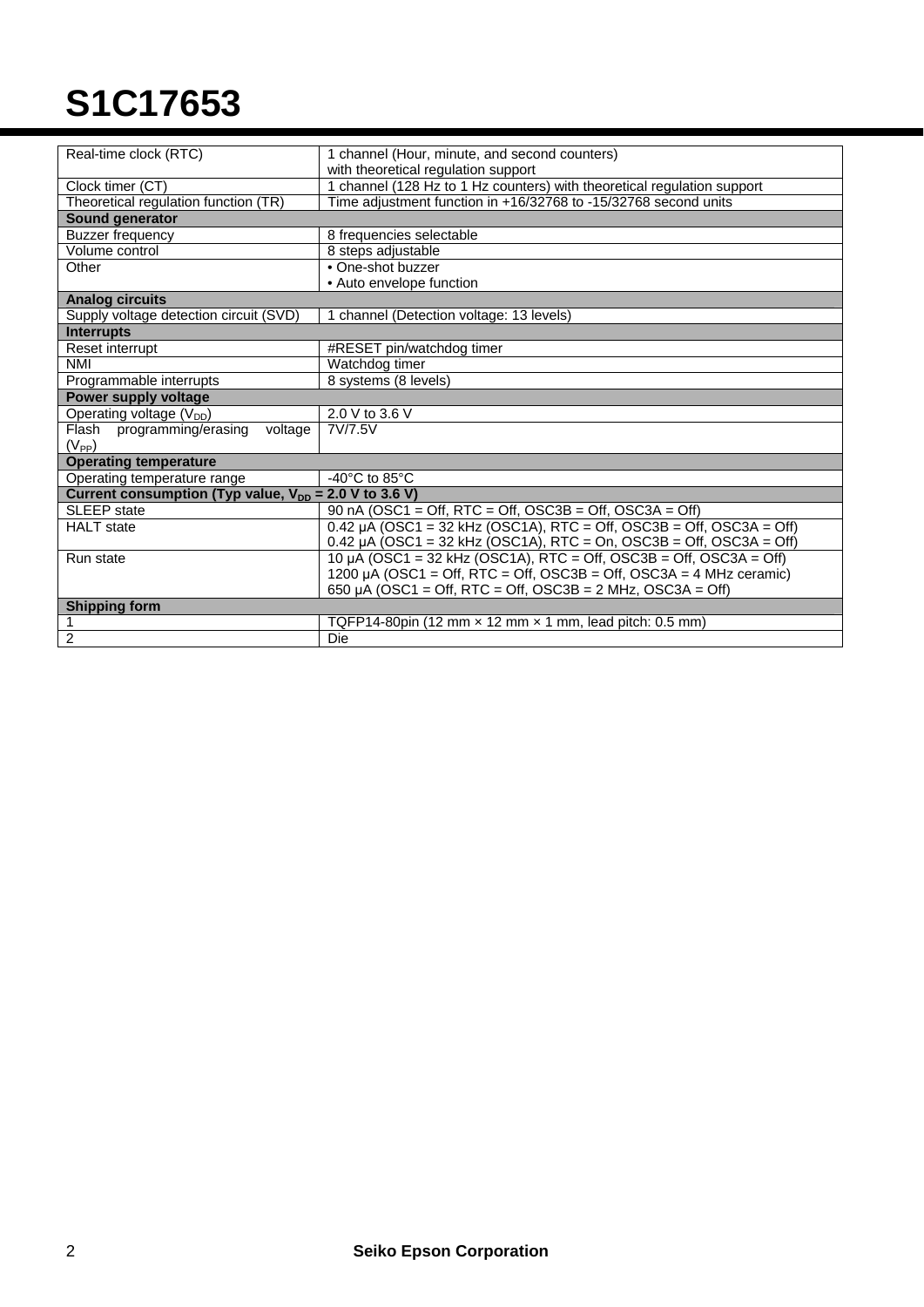# S1C17653

| | |
|---|---|
| Real-time clock (RTC) | 1 channel (Hour, minute, and second counters) with theoretical regulation support |
| Clock timer (CT) | 1 channel (128 Hz to 1 Hz counters) with theoretical regulation support |
| Theoretical regulation function (TR) | Time adjustment function in +16/32768 to -15/32768 second units |
| **Sound generator** | |
| Buzzer frequency | 8 frequencies selectable |
| Volume control | 8 steps adjustable |
| Other | • One-shot buzzer<br>• Auto envelope function |
| **Analog circuits** | |
| Supply voltage detection circuit (SVD) | 1 channel (Detection voltage: 13 levels) |
| **Interrupts** | |
| Reset interrupt | #RESET pin/watchdog timer |
| NMI | Watchdog timer |
| Programmable interrupts | 8 systems (8 levels) |
| **Power supply voltage** | |
| Operating voltage ($V_{DD}$) | 2.0 V to 3.6 V |
| Flash programming/erasing voltage ($V_{PP}$) | 7V/7.5V |
| **Operating temperature** | |
| Operating temperature range | -40°C to 85°C |
| **Current consumption (Typ value, $V_{DD}$ = 2.0 V to 3.6 V)** | |
| SLEEP state | 90 nA (OSC1 = Off, RTC = Off, OSC3B = Off, OSC3A = Off) |
| HALT state | 0.42 µA (OSC1 = 32 kHz (OSC1A), RTC = Off, OSC3B = Off, OSC3A = Off)<br>0.42 µA (OSC1 = 32 kHz (OSC1A), RTC = On, OSC3B = Off, OSC3A = Off) |
| Run state | 10 µA (OSC1 = 32 kHz (OSC1A), RTC = Off, OSC3B = Off, OSC3A = Off)<br>1200 µA (OSC1 = Off, RTC = Off, OSC3B = Off, OSC3A = 4 MHz ceramic)<br>650 µA (OSC1 = Off, RTC = Off, OSC3B = 2 MHz, OSC3A = Off) |
| **Shipping form** | |
| 1 | TQFP14-80pin (12 mm × 12 mm × 1 mm, lead pitch: 0.5 mm) |
| 2 | Die |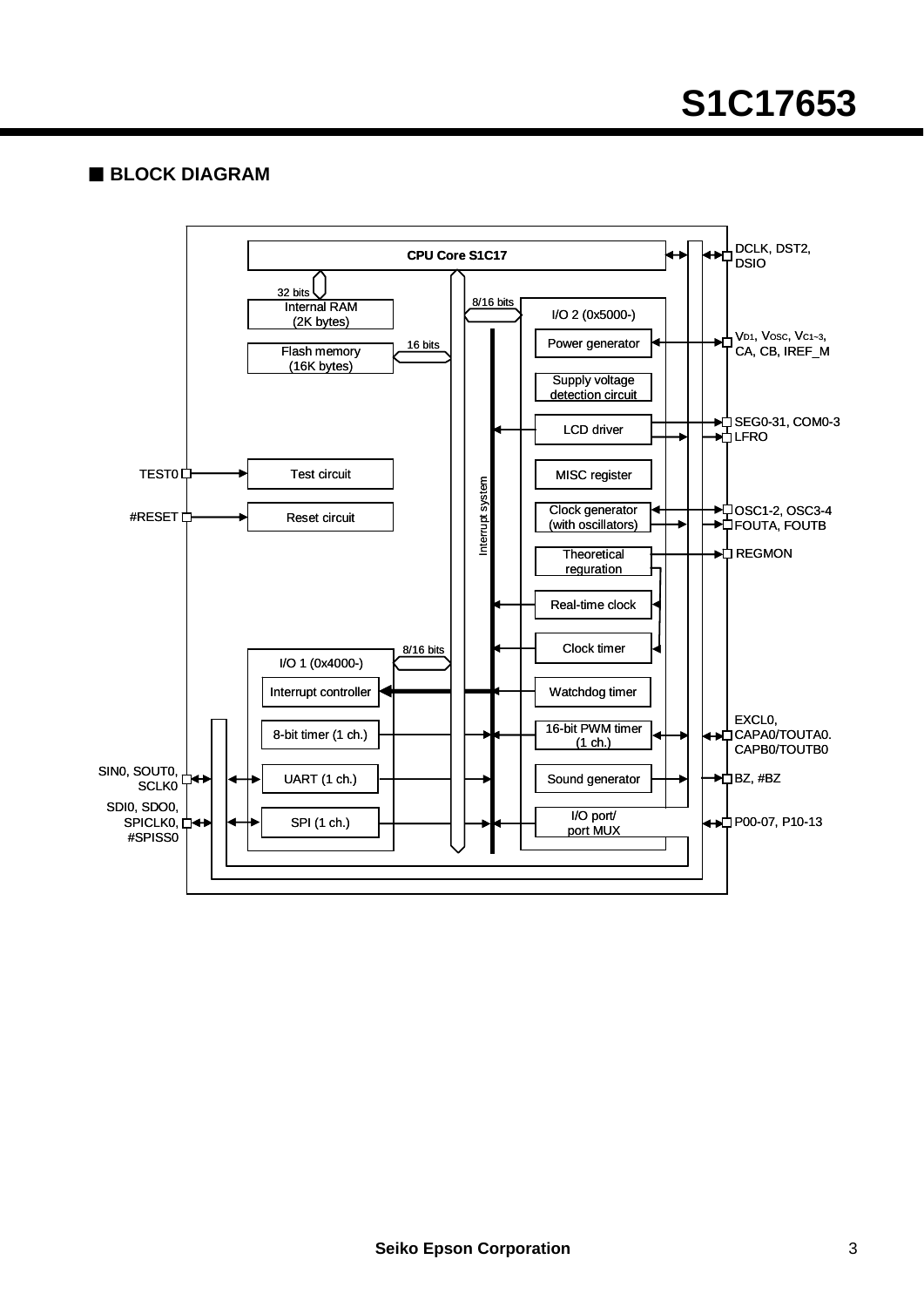## ■ BLOCK DIAGRAM

CPU Core S1C17

32 bits

Internal RAM (2K bytes)

16 bits

Flash memory (16K bytes)

8/16 bits

I/O 2 (0x5000-)

Power generator

Supply voltage detection circuit

LCD driver

MISC register

Clock generator (with oscillators)

Theoretical reguration

Real-time clock

Clock timer

Watchdog timer

16-bit PWM timer (1 ch.)

Sound generator

I/O port/ port MUX

Interrupt system

TEST0 — Test circuit

#RESET — Reset circuit

8/16 bits

I/O 1 (0x4000-)

Interrupt controller

8-bit timer (1 ch.)

UART (1 ch.)

SPI (1 ch.)

SIN0, SOUT0, SCLK0

SDI0, SDO0, SPICLK0, #SPISS0

DCLK, DST2, DSIO

$V_{D1}$, $V_{OSC}$, $V_{C1-3}$, CA, CB, IREF_M

SEG0-31, COM0-3

LFRO

OSC1-2, OSC3-4

FOUTA, FOUTB

REGMON

EXCL0, CAPA0/TOUTA0. CAPB0/TOUTB0

BZ, #BZ

P00-07, P10-13

Seiko Epson Corporation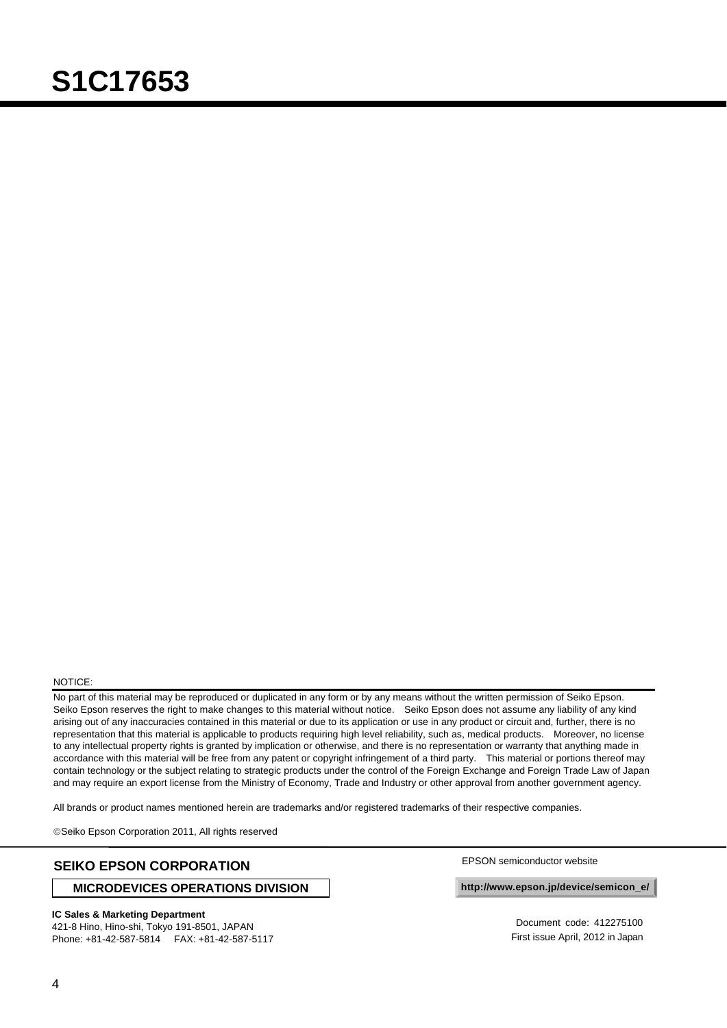# S1C17653

NOTICE:

No part of this material may be reproduced or duplicated in any form or by any means without the written permission of Seiko Epson. Seiko Epson reserves the right to make changes to this material without notice. Seiko Epson does not assume any liability of any kind arising out of any inaccuracies contained in this material or due to its application or use in any product or circuit and, further, there is no representation that this material is applicable to products requiring high level reliability, such as, medical products. Moreover, no license to any intellectual property rights is granted by implication or otherwise, and there is no representation or warranty that anything made in accordance with this material will be free from any patent or copyright infringement of a third party. This material or portions thereof may contain technology or the subject relating to strategic products under the control of the Foreign Exchange and Foreign Trade Law of Japan and may require an export license from the Ministry of Economy, Trade and Industry or other approval from another government agency.

All brands or product names mentioned herein are trademarks and/or registered trademarks of their respective companies.

©Seiko Epson Corporation 2011, All rights reserved

**SEIKO EPSON CORPORATION**

**MICRODEVICES OPERATIONS DIVISION**

**IC Sales & Marketing Department**
421-8 Hino, Hino-shi, Tokyo 191-8501, JAPAN
Phone: +81-42-587-5814 FAX: +81-42-587-5117

EPSON semiconductor website

**http://www.epson.jp/device/semicon_e/**

Document code: 412275100
First issue April, 2012 in Japan